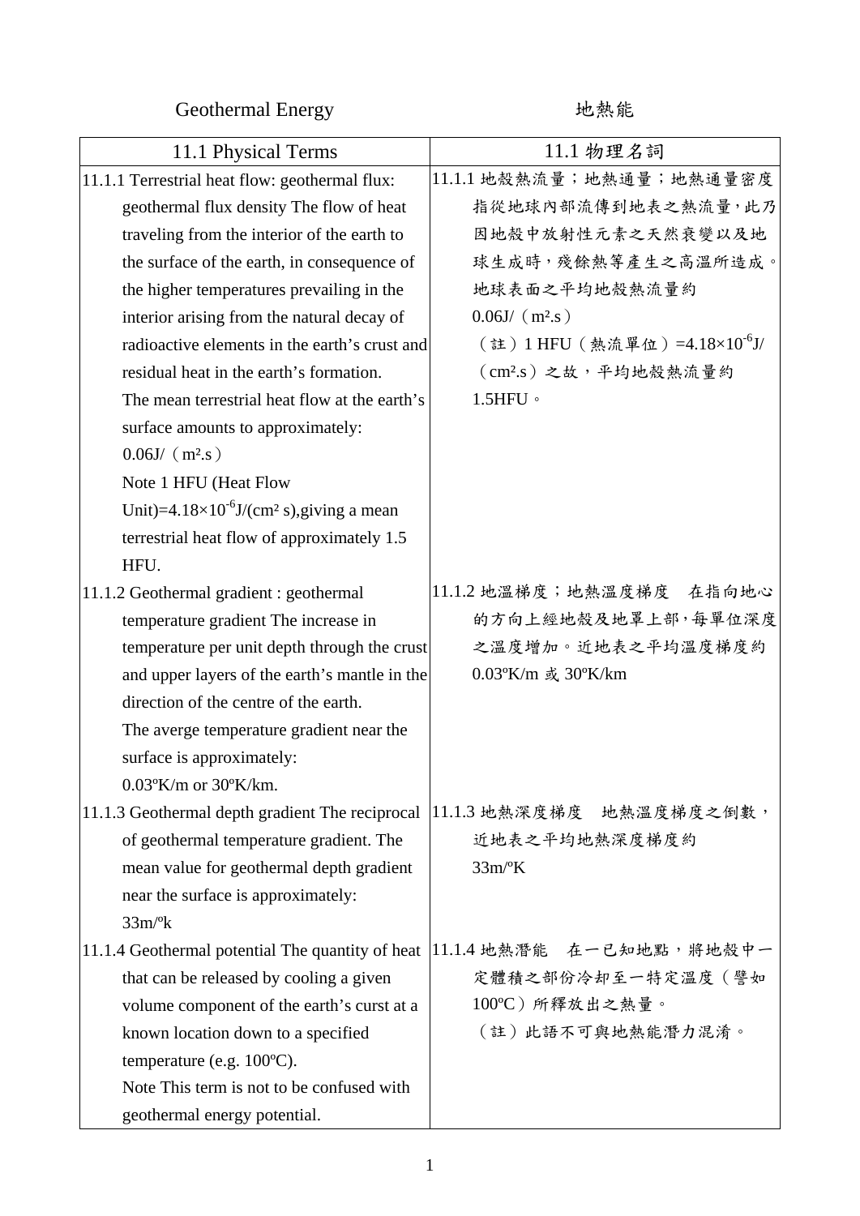Geothermal Energy　　　　　　　　　　地熱能

| 11.1 Physical Terms | 11.1 物理名詞 |
| --- | --- |
| 11.1.1 Terrestrial heat flow: geothermal flux: geothermal flux density The flow of heat traveling from the interior of the earth to the surface of the earth, in consequence of the higher temperatures prevailing in the interior arising from the natural decay of radioactive elements in the earth's crust and residual heat in the earth's formation. The mean terrestrial heat flow at the earth's surface amounts to approximately: 0.06J/（m².s） Note 1 HFU (Heat Flow Unit)=$4.18\times10^{-6}$J/(cm² s),giving a mean terrestrial heat flow of approximately 1.5 HFU. | 11.1.1 地殼熱流量；地熱通量；地熱通量密度 指從地球內部流傳到地表之熱流量，此乃因地殼中放射性元素之天然衰變以及地球生成時，殘餘熱等產生之高溫所造成。地球表面之平均地殼熱流量約 0.06J/（m².s） （註）1 HFU（熱流單位）=$4.18\times10^{-6}$J/（cm².s）之故，平均地殼熱流量約 1.5HFU。 |
| 11.1.2 Geothermal gradient : geothermal temperature gradient The increase in temperature per unit depth through the crust and upper layers of the earth's mantle in the direction of the centre of the earth. The averge temperature gradient near the surface is approximately: 0.03ºK/m or 30ºK/km. | 11.1.2 地溫梯度；地熱溫度梯度　在指向地心的方向上經地殼及地罩上部，每單位深度之溫度增加。近地表之平均溫度梯度約 0.03ºK/m 或 30ºK/km |
| 11.1.3 Geothermal depth gradient The reciprocal of geothermal temperature gradient. The mean value for geothermal depth gradient near the surface is approximately: 33m/ºk | 11.1.3 地熱深度梯度　地熱溫度梯度之倒數，近地表之平均地熱深度梯度約 33m/ºK |
| 11.1.4 Geothermal potential The quantity of heat that can be released by cooling a given volume component of the earth's curst at a known location down to a specified temperature (e.g. 100ºC). Note This term is not to be confused with geothermal energy potential. | 11.1.4 地熱潛能　在一已知地點，將地殼中一定體積之部份冷却至一特定溫度（譬如 100ºC）所釋放出之熱量。 （註）此語不可與地熱能潛力混淆。 |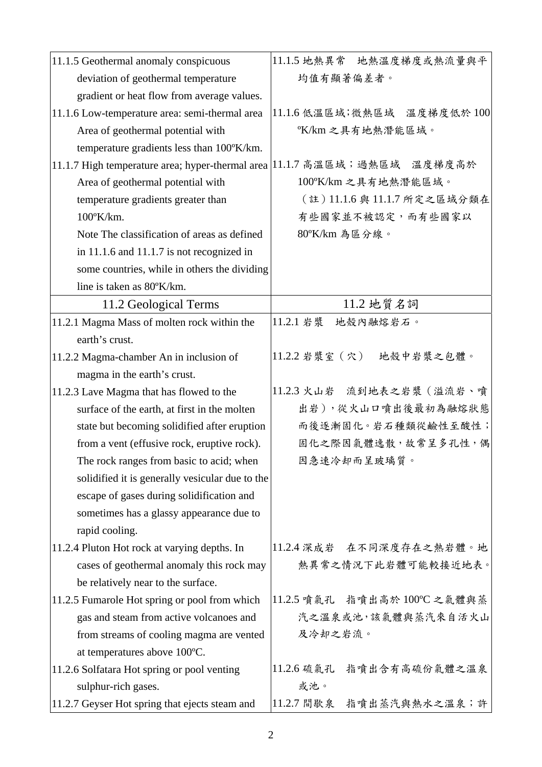| | |
|---|---|
| 11.1.5 Geothermal anomaly conspicuous deviation of geothermal temperature gradient or heat flow from average values. | 11.1.5 地熱異常　地熱溫度梯度或熱流量與平均值有顯著偏差者。 |
| 11.1.6 Low-temperature area: semi-thermal area Area of geothermal potential with temperature gradients less than 100ºK/km. | 11.1.6 低溫區域;微熱區域　溫度梯度低於 100 ºK/km 之具有地熱潛能區域。 |
| 11.1.7 High temperature area; hyper-thermal area Area of geothermal potential with temperature gradients greater than 100ºK/km.<br>Note The classification of areas as defined in 11.1.6 and 11.1.7 is not recognized in some countries, while in others the dividing line is taken as 80ºK/km. | 11.1.7 高溫區域；過熱區域　溫度梯度高於 100ºK/km 之具有地熱潛能區域。<br>（註）11.1.6 與 11.1.7 所定之區域分類在有些國家並不被認定，而有些國家以 80ºK/km 為區分線。 |
| **11.2 Geological Terms** | **11.2 地質名詞** |
| 11.2.1 Magma Mass of molten rock within the earth's crust. | 11.2.1 岩漿　地殼內融熔岩石。 |
| 11.2.2 Magma-chamber An in inclusion of magma in the earth's crust. | 11.2.2 岩漿室（穴）　地殼中岩漿之包體。 |
| 11.2.3 Lave Magma that has flowed to the surface of the earth, at first in the molten state but becoming solidified after eruption from a vent (effusive rock, eruptive rock). The rock ranges from basic to acid; when solidified it is generally vesicular due to the escape of gases during solidification and sometimes has a glassy appearance due to rapid cooling. | 11.2.3 火山岩　流到地表之岩漿（溢流岩、噴出岩），從火山口噴出後最初為融熔狀態而後逐漸固化。岩石種類從鹼性至酸性；固化之際因氣體逸散，故常呈多孔性，偶因急速冷卻而呈玻璃質。 |
| 11.2.4 Pluton Hot rock at varying depths. In cases of geothermal anomaly this rock may be relatively near to the surface. | 11.2.4 深成岩　在不同深度存在之熱岩體。地熱異常之情況下此岩體可能較接近地表。 |
| 11.2.5 Fumarole Hot spring or pool from which gas and steam from active volcanoes and from streams of cooling magma are vented at temperatures above 100ºC. | 11.2.5 噴氣孔　指噴出高於 100ºC 之氣體與蒸汽之溫泉或池，該氣體與蒸汽來自活火山及冷卻之岩流。 |
| 11.2.6 Solfatara Hot spring or pool venting sulphur-rich gases. | 11.2.6 硫氣孔　指噴出含有高硫份氣體之溫泉或池。 |
| 11.2.7 Geyser Hot spring that ejects steam and | 11.2.7 間歇泉　指噴出蒸汽與熱水之溫泉；許 |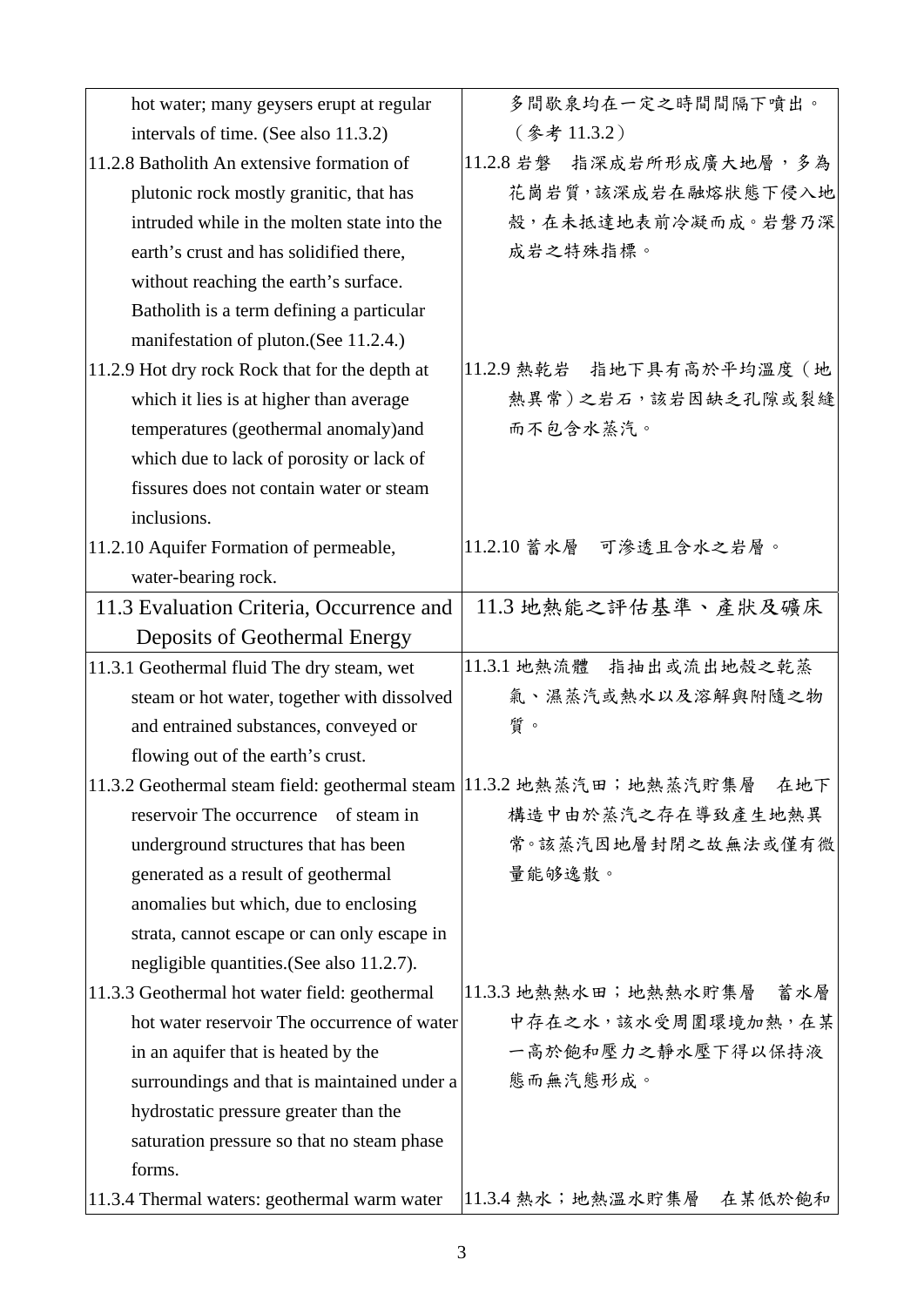| | |
|---|---|
| hot water; many geysers erupt at regular intervals of time. (See also 11.3.2) | 多間歇泉均在一定之時間間隔下噴出。（參考 11.3.2） |
| 11.2.8 Batholith An extensive formation of plutonic rock mostly granitic, that has intruded while in the molten state into the earth's crust and has solidified there, without reaching the earth's surface. Batholith is a term defining a particular manifestation of pluton.(See 11.2.4.) | 11.2.8 岩磐　指深成岩所形成廣大地層，多為花崗岩質，該深成岩在融熔狀態下侵入地殼，在未抵達地表前冷凝而成。岩磐乃深成岩之特殊指標。 |
| 11.2.9 Hot dry rock Rock that for the depth at which it lies is at higher than average temperatures (geothermal anomaly)and which due to lack of porosity or lack of fissures does not contain water or steam inclusions. | 11.2.9 熱乾岩　指地下具有高於平均溫度（地熱異常）之岩石，該岩因缺乏孔隙或裂縫而不包含水蒸汽。 |
| 11.2.10 Aquifer Formation of permeable, water-bearing rock. | 11.2.10 蓄水層　可滲透且含水之岩層。 |
| **11.3 Evaluation Criteria, Occurrence and Deposits of Geothermal Energy** | **11.3 地熱能之評估基準、產狀及礦床** |
| 11.3.1 Geothermal fluid The dry steam, wet steam or hot water, together with dissolved and entrained substances, conveyed or flowing out of the earth's crust. | 11.3.1 地熱流體　指抽出或流出地殼之乾蒸氣、濕蒸汽或熱水以及溶解與附隨之物質。 |
| 11.3.2 Geothermal steam field: geothermal steam reservoir The occurrence of steam in underground structures that has been generated as a result of geothermal anomalies but which, due to enclosing strata, cannot escape or can only escape in negligible quantities.(See also 11.2.7). | 11.3.2 地熱蒸汽田；地熱蒸汽貯集層　在地下構造中由於蒸汽之存在導致產生地熱異常。該蒸汽因地層封閉之故無法或僅有微量能夠逸散。 |
| 11.3.3 Geothermal hot water field: geothermal hot water reservoir The occurrence of water in an aquifer that is heated by the surroundings and that is maintained under a hydrostatic pressure greater than the saturation pressure so that no steam phase forms. | 11.3.3 地熱熱水田；地熱熱水貯集層　蓄水層中存在之水，該水受周圍環境加熱，在某一高於飽和壓力之靜水壓下得以保持液態而無汽態形成。 |
| 11.3.4 Thermal waters: geothermal warm water | 11.3.4 熱水；地熱溫水貯集層　在某低於飽和 |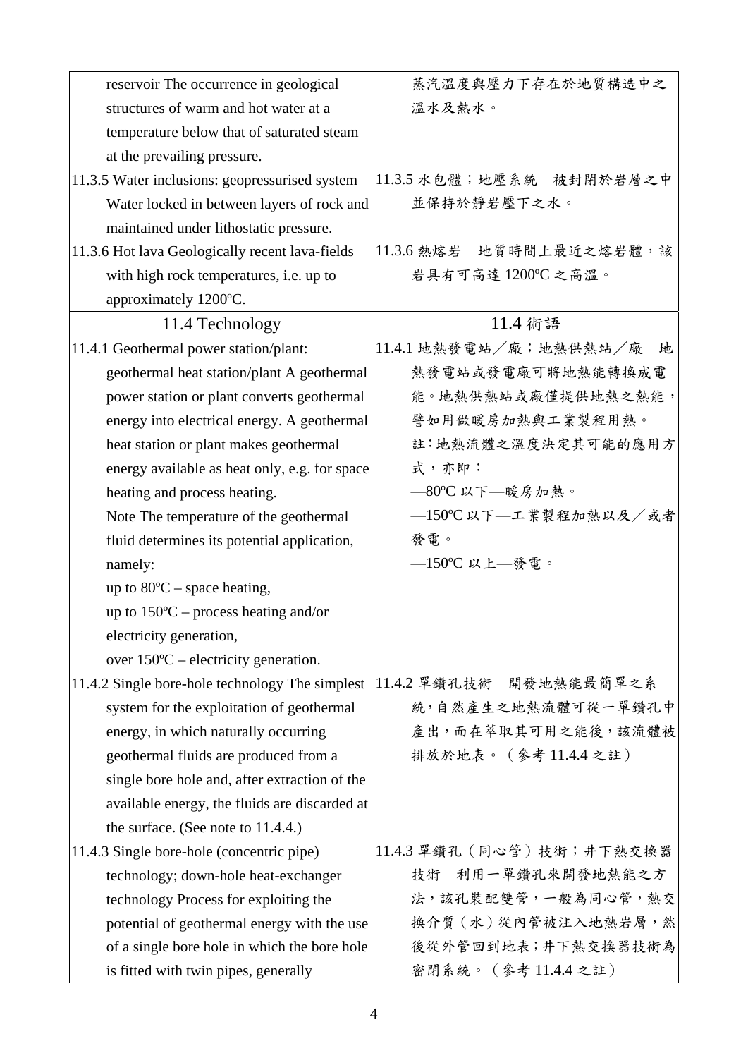| | |
|---|---|
| reservoir The occurrence in geological structures of warm and hot water at a temperature below that of saturated steam at the prevailing pressure. | 蒸汽溫度與壓力下存在於地質構造中之溫水及熱水。 |
| 11.3.5 Water inclusions: geopressurised system Water locked in between layers of rock and maintained under lithostatic pressure. | 11.3.5 水包體；地壓系統 被封閉於岩層之中並保持於靜岩壓下之水。 |
| 11.3.6 Hot lava Geologically recent lava-fields with high rock temperatures, i.e. up to approximately 1200ºC. | 11.3.6 熱熔岩 地質時間上最近之熔岩體，該岩具有可高達 1200ºC 之高溫。 |
| 11.4 Technology | 11.4 術語 |
| 11.4.1 Geothermal power station/plant: geothermal heat station/plant A geothermal power station or plant converts geothermal energy into electrical energy. A geothermal heat station or plant makes geothermal energy available as heat only, e.g. for space heating and process heating.<br>Note The temperature of the geothermal fluid determines its potential application, namely:<br>up to 80ºC – space heating,<br>up to 150ºC – process heating and/or electricity generation,<br>over 150ºC – electricity generation. | 11.4.1 地熱發電站／廠；地熱供熱站／廠 地熱發電站或發電廠可將地熱能轉換成電能。地熱供熱站或廠僅提供地熱之熱能，譬如用做暖房加熱與工業製程用熱。<br>註：地熱流體之溫度決定其可能的應用方式，亦即：<br>—80ºC 以下—暖房加熱。<br>—150ºC 以下—工業製程加熱以及／或者發電。<br>—150ºC 以上—發電。 |
| 11.4.2 Single bore-hole technology The simplest system for the exploitation of geothermal energy, in which naturally occurring geothermal fluids are produced from a single bore hole and, after extraction of the available energy, the fluids are discarded at the surface. (See note to 11.4.4.) | 11.4.2 單鑽孔技術 開發地熱能最簡單之系統，自然產生之地熱流體可從一單鑽孔中產出，而在萃取其可用之能後，該流體被排放於地表。（參考 11.4.4 之註） |
| 11.4.3 Single bore-hole (concentric pipe) technology; down-hole heat-exchanger technology Process for exploiting the potential of geothermal energy with the use of a single bore hole in which the bore hole is fitted with twin pipes, generally | 11.4.3 單鑽孔（同心管）技術；井下熱交換器技術 利用一單鑽孔來開發地熱能之方法，該孔裝配雙管，一般為同心管，熱交換介質（水）從內管被注入地熱岩層，然後從外管回到地表；井下熱交換器技術為密閉系統。（參考 11.4.4 之註） |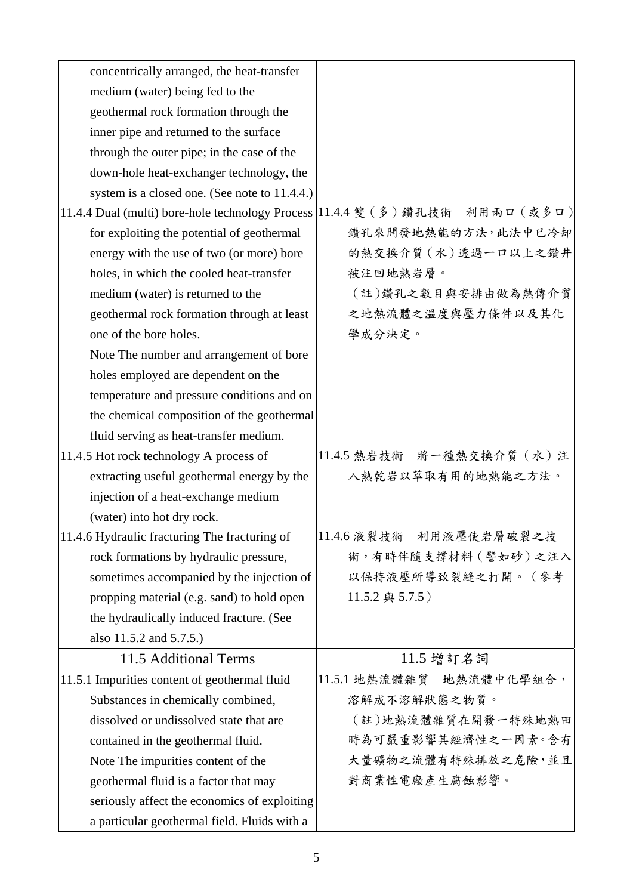| | |
|---|---|
| concentrically arranged, the heat-transfer medium (water) being fed to the geothermal rock formation through the inner pipe and returned to the surface through the outer pipe; in the case of the down-hole heat-exchanger technology, the system is a closed one. (See note to 11.4.4.) | |
| 11.4.4 Dual (multi) bore-hole technology Process for exploiting the potential of geothermal energy with the use of two (or more) bore holes, in which the cooled heat-transfer medium (water) is returned to the geothermal rock formation through at least one of the bore holes.<br>Note The number and arrangement of bore holes employed are dependent on the temperature and pressure conditions and on the chemical composition of the geothermal fluid serving as heat-transfer medium. | 11.4.4 雙（多）鑽孔技術　利用兩口（或多口）鑽孔來開發地熱能的方法，此法中已冷卻的熱交換介質（水）透過一口以上之鑽井被注回地熱岩層。<br>（註）鑽孔之數目與安排由做為熱傳介質之地熱流體之溫度與壓力條件以及其化學成分決定。 |
| 11.4.5 Hot rock technology A process of extracting useful geothermal energy by the injection of a heat-exchange medium (water) into hot dry rock. | 11.4.5 熱岩技術　將一種熱交換介質（水）注入熱乾岩以萃取有用的地熱能之方法。 |
| 11.4.6 Hydraulic fracturing The fracturing of rock formations by hydraulic pressure, sometimes accompanied by the injection of propping material (e.g. sand) to hold open the hydraulically induced fracture. (See also 11.5.2 and 5.7.5.) | 11.4.6 液裂技術　利用液壓使岩層破裂之技術，有時伴隨支撐材料（譬如砂）之注入以保持液壓所導致裂縫之打開。（參考 11.5.2 與 5.7.5） |
| 11.5 Additional Terms | 11.5 增訂名詞 |
| 11.5.1 Impurities content of geothermal fluid Substances in chemically combined, dissolved or undissolved state that are contained in the geothermal fluid.<br>Note The impurities content of the geothermal fluid is a factor that may seriously affect the economics of exploiting a particular geothermal field. Fluids with a | 11.5.1 地熱流體雜質　地熱流體中化學組合，溶解成不溶解狀態之物質。<br>（註）地熱流體雜質在開發一特殊地熱田時為可嚴重影響其經濟性之一因素。含有大量礦物之流體有特殊排放之危險，並且對商業性電廠產生腐蝕影響。 |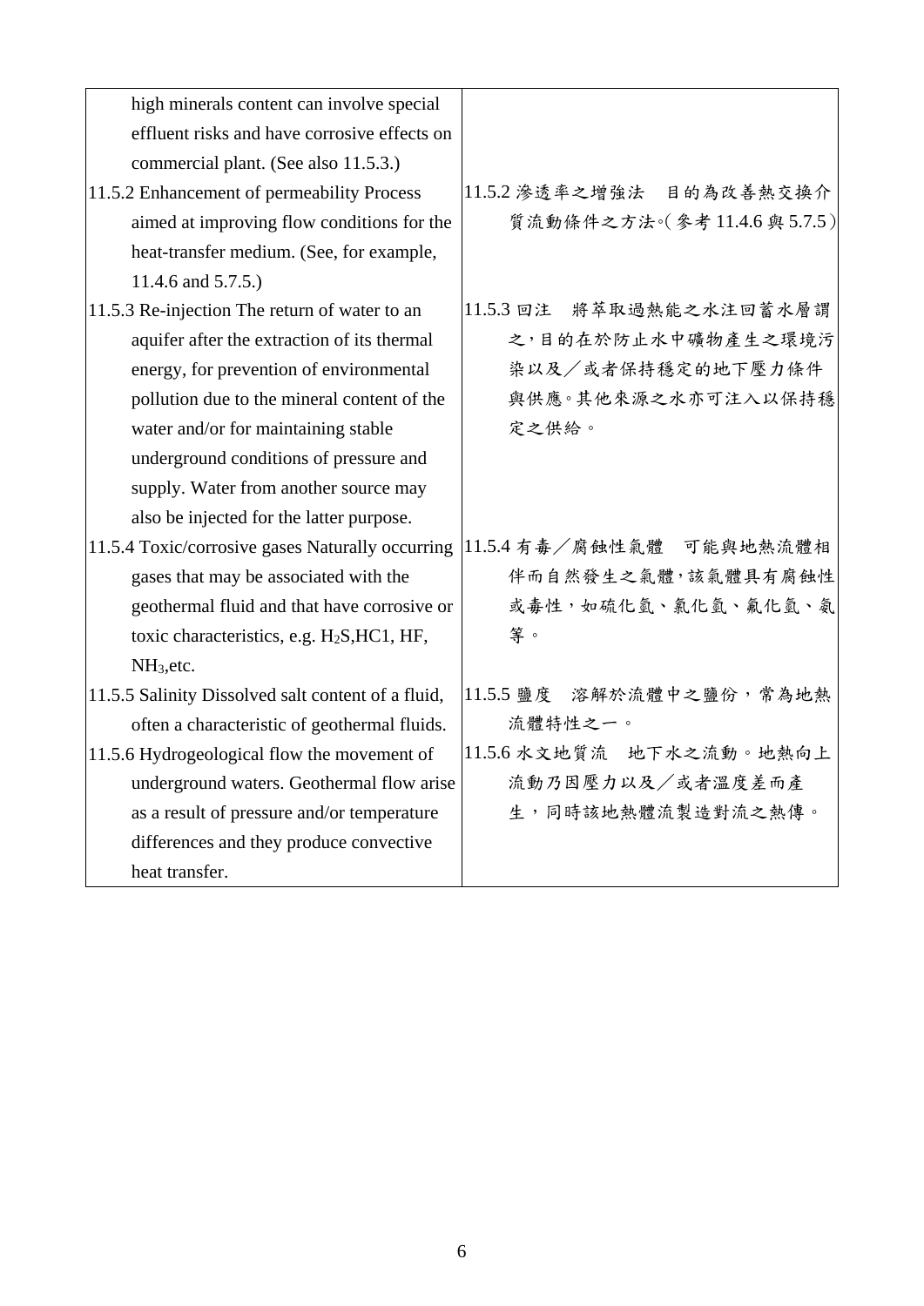| | |
|---|---|
| high minerals content can involve special effluent risks and have corrosive effects on commercial plant. (See also 11.5.3.) | |
| 11.5.2 Enhancement of permeability Process aimed at improving flow conditions for the heat-transfer medium. (See, for example, 11.4.6 and 5.7.5.) | 11.5.2 滲透率之增強法　目的為改善熱交換介質流動條件之方法。(參考 11.4.6 與 5.7.5) |
| 11.5.3 Re-injection The return of water to an aquifer after the extraction of its thermal energy, for prevention of environmental pollution due to the mineral content of the water and/or for maintaining stable underground conditions of pressure and supply. Water from another source may also be injected for the latter purpose. | 11.5.3 回注　將萃取過熱能之水注回蓄水層謂之，目的在於防止水中礦物產生之環境污染以及／或者保持穩定的地下壓力條件與供應。其他來源之水亦可注入以保持穩定之供給。 |
| 11.5.4 Toxic/corrosive gases Naturally occurring gases that may be associated with the geothermal fluid and that have corrosive or toxic characteristics, e.g. $H_2S$,HC1, HF, $NH_3$,etc. | 11.5.4 有毒／腐蝕性氣體　可能與地熱流體相伴而自然發生之氣體，該氣體具有腐蝕性或毒性，如硫化氫、氯化氫、氟化氫、氨等。 |
| 11.5.5 Salinity Dissolved salt content of a fluid, often a characteristic of geothermal fluids. | 11.5.5 鹽度　溶解於流體中之鹽份，常為地熱流體特性之一。 |
| 11.5.6 Hydrogeological flow the movement of underground waters. Geothermal flow arise as a result of pressure and/or temperature differences and they produce convective heat transfer. | 11.5.6 水文地質流　地下水之流動。地熱向上流動乃因壓力以及／或者溫度差而產生，同時該地熱體流製造對流之熱傳。 |